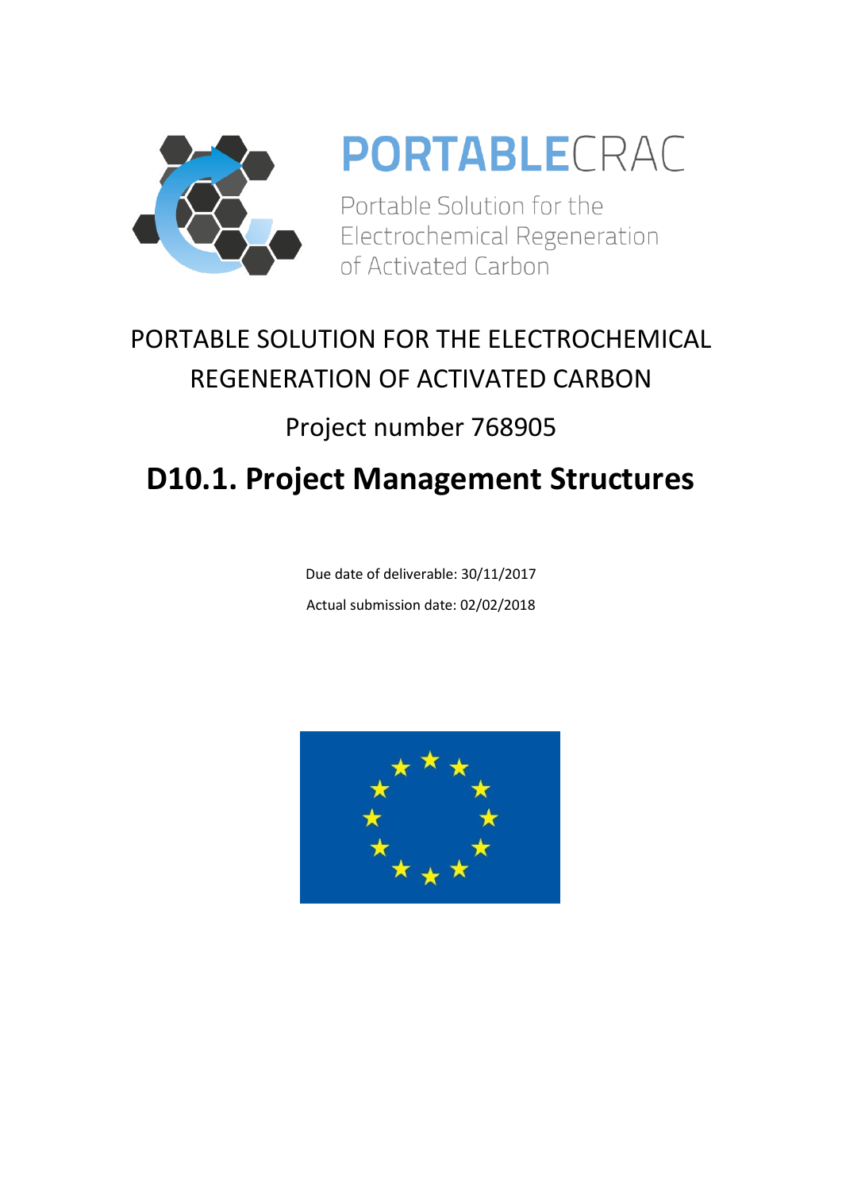PORTABLECRAC

Portable Solution for the Electrochemical Regeneration of Activated Carbon

PORTABLE SOLUTION FOR THE ELECTROCHEMICAL REGENERATION OF ACTIVATED CARBON

Project number 768905

# D10.1. Project Management Structures

Due date of deliverable: 30/11/2017

Actual submission date: 02/02/2018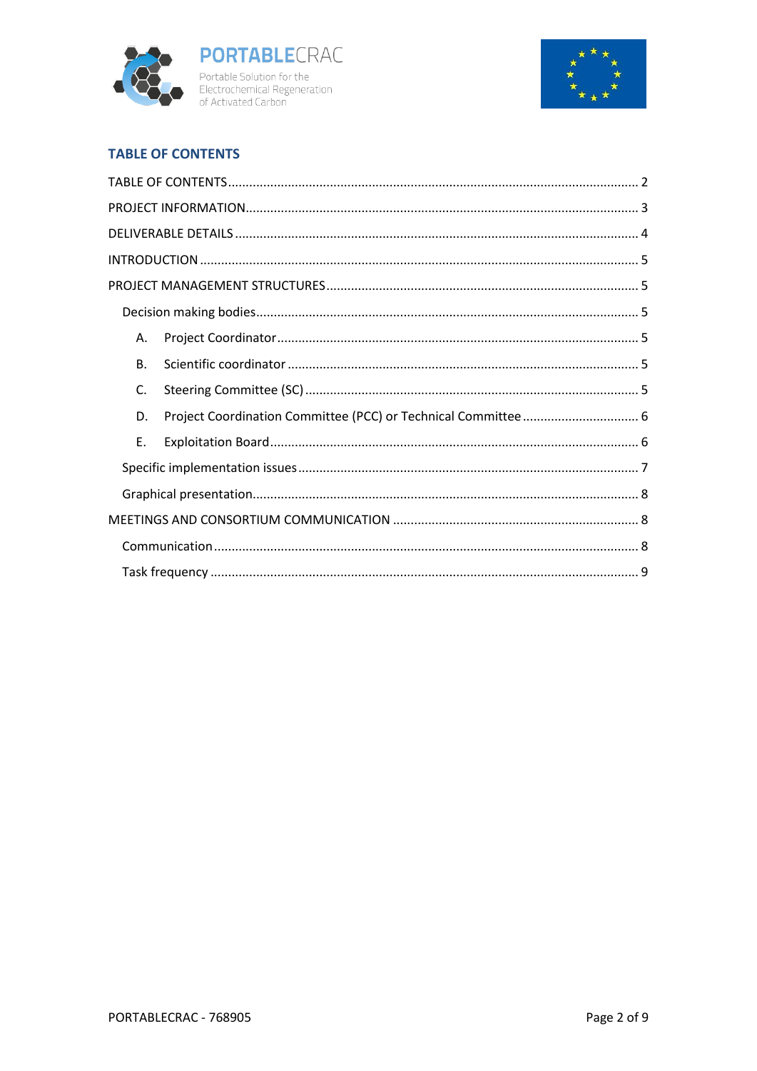# TABLE OF CONTENTS

TABLE OF CONTENTS ........................................................................................................ 2

PROJECT INFORMATION................................................................................................... 3

DELIVERABLE DETAILS ..................................................................................................... 4

INTRODUCTION ................................................................................................................ 5

PROJECT MANAGEMENT STRUCTURES ............................................................................ 5

- Decision making bodies................................................................................................ 5
  - A. Project Coordinator ............................................................................................ 5
  - B. Scientific coordinator ......................................................................................... 5
  - C. Steering Committee (SC) ..................................................................................... 5
  - D. Project Coordination Committee (PCC) or Technical Committee ............................ 6
  - E. Exploitation Board ............................................................................................... 6
- Specific implementation issues ..................................................................................... 7
- Graphical presentation.................................................................................................. 8

MEETINGS AND CONSORTIUM COMMUNICATION ........................................................... 8

- Communication ............................................................................................................ 8
- Task frequency ............................................................................................................. 9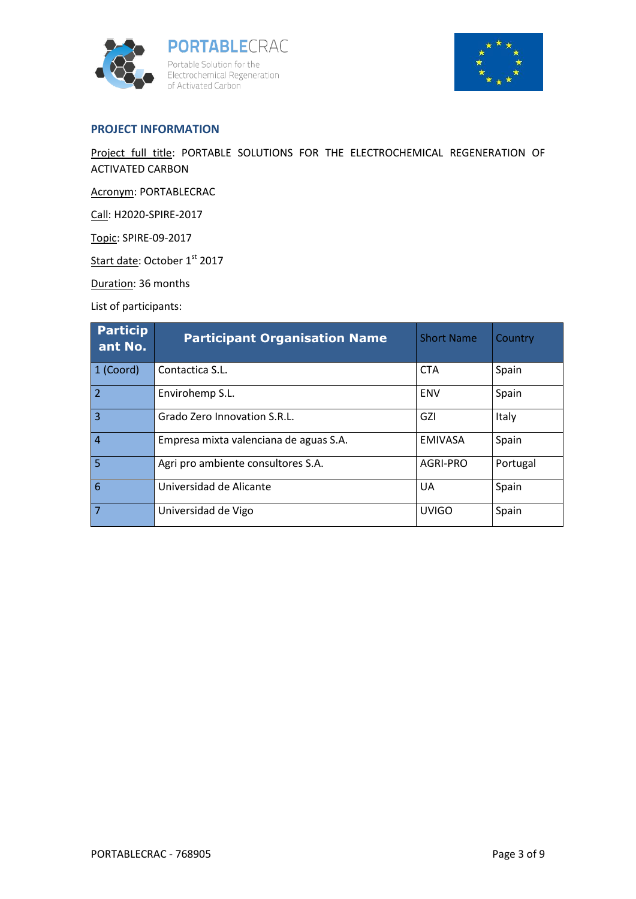## PROJECT INFORMATION

Project full title: PORTABLE SOLUTIONS FOR THE ELECTROCHEMICAL REGENERATION OF ACTIVATED CARBON

Acronym: PORTABLECRAC

Call: H2020-SPIRE-2017

Topic: SPIRE-09-2017

Start date: October 1st 2017

Duration: 36 months

List of participants:

| Participant No. | Participant Organisation Name | Short Name | Country |
|---|---|---|---|
| 1 (Coord) | Contactica S.L. | CTA | Spain |
| 2 | Envirohemp S.L. | ENV | Spain |
| 3 | Grado Zero Innovation S.R.L. | GZI | Italy |
| 4 | Empresa mixta valenciana de aguas S.A. | EMIVASA | Spain |
| 5 | Agri pro ambiente consultores S.A. | AGRI-PRO | Portugal |
| 6 | Universidad de Alicante | UA | Spain |
| 7 | Universidad de Vigo | UVIGO | Spain |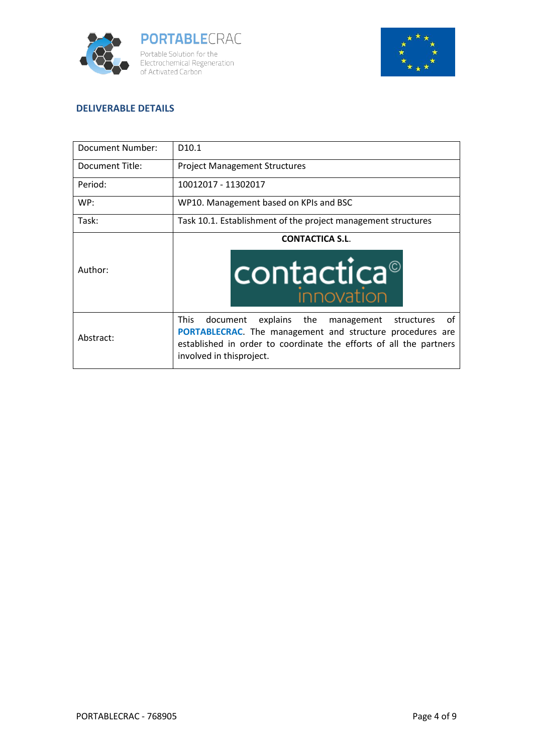## DELIVERABLE DETAILS

| Document Number: | D10.1 |
|---|---|
| Document Title: | Project Management Structures |
| Period: | 10012017 - 11302017 |
| WP: | WP10. Management based on KPIs and BSC |
| Task: | Task 10.1. Establishment of the project management structures |
| Author: | **CONTACTICA S.L.** |
| Abstract: | This document explains the management structures of **PORTABLECRAC**. The management and structure procedures are established in order to coordinate the efforts of all the partners involved in thisproject. |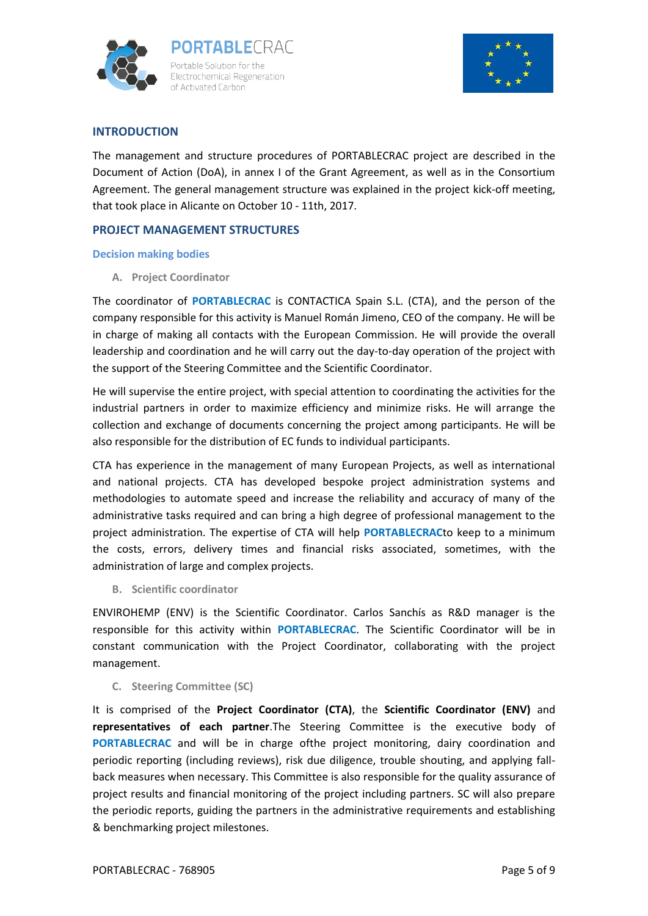## INTRODUCTION

The management and structure procedures of PORTABLECRAC project are described in the Document of Action (DoA), in annex I of the Grant Agreement, as well as in the Consortium Agreement. The general management structure was explained in the project kick-off meeting, that took place in Alicante on October 10 - 11th, 2017.

## PROJECT MANAGEMENT STRUCTURES

### Decision making bodies

#### A. Project Coordinator

The coordinator of **PORTABLECRAC** is CONTACTICA Spain S.L. (CTA), and the person of the company responsible for this activity is Manuel Román Jimeno, CEO of the company. He will be in charge of making all contacts with the European Commission. He will provide the overall leadership and coordination and he will carry out the day-to-day operation of the project with the support of the Steering Committee and the Scientific Coordinator.

He will supervise the entire project, with special attention to coordinating the activities for the industrial partners in order to maximize efficiency and minimize risks. He will arrange the collection and exchange of documents concerning the project among participants. He will be also responsible for the distribution of EC funds to individual participants.

CTA has experience in the management of many European Projects, as well as international and national projects. CTA has developed bespoke project administration systems and methodologies to automate speed and increase the reliability and accuracy of many of the administrative tasks required and can bring a high degree of professional management to the project administration. The expertise of CTA will help **PORTABLECRAC**to keep to a minimum the costs, errors, delivery times and financial risks associated, sometimes, with the administration of large and complex projects.

#### B. Scientific coordinator

ENVIROHEMP (ENV) is the Scientific Coordinator. Carlos Sanchís as R&D manager is the responsible for this activity within **PORTABLECRAC**. The Scientific Coordinator will be in constant communication with the Project Coordinator, collaborating with the project management.

#### C. Steering Committee (SC)

It is comprised of the **Project Coordinator (CTA)**, the **Scientific Coordinator (ENV)** and **representatives of each partner**.The Steering Committee is the executive body of **PORTABLECRAC** and will be in charge ofthe project monitoring, dairy coordination and periodic reporting (including reviews), risk due diligence, trouble shouting, and applying fall-back measures when necessary. This Committee is also responsible for the quality assurance of project results and financial monitoring of the project including partners. SC will also prepare the periodic reports, guiding the partners in the administrative requirements and establishing & benchmarking project milestones.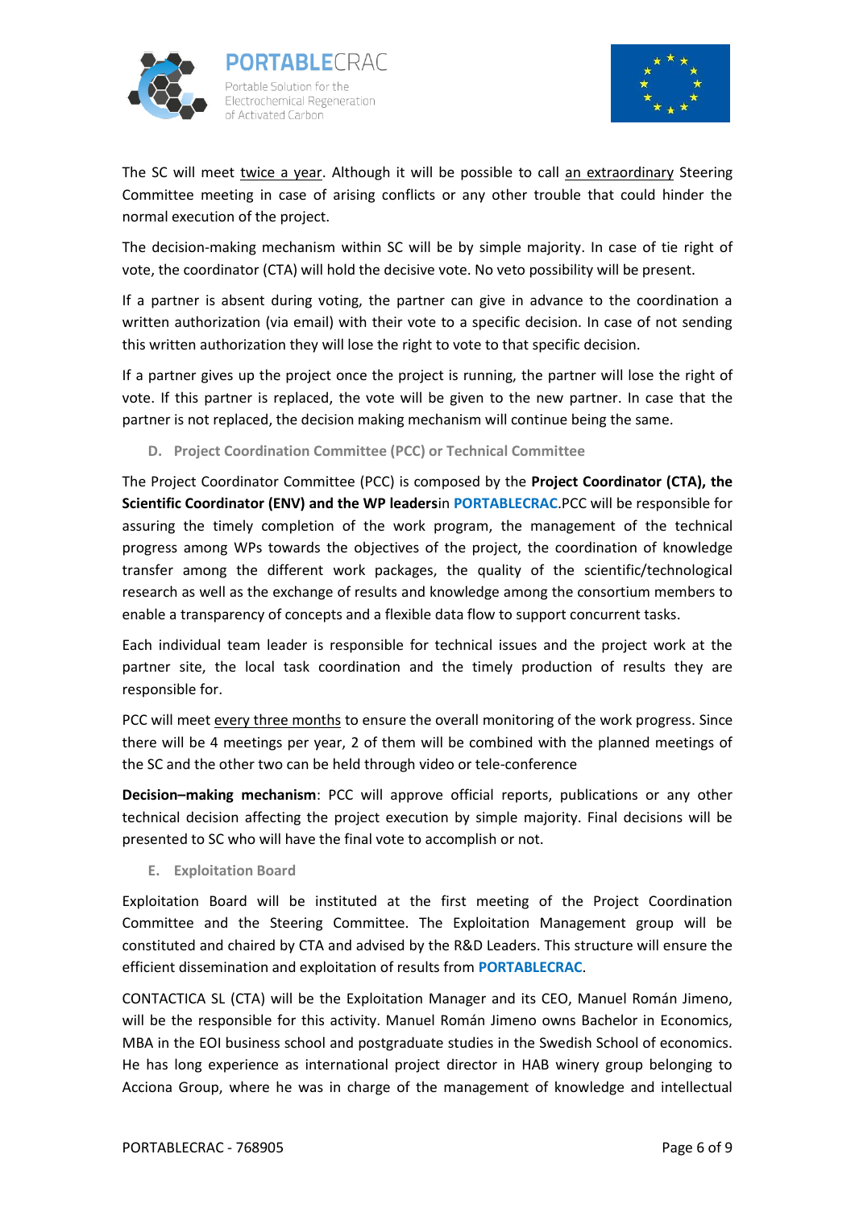The SC will meet twice a year. Although it will be possible to call an extraordinary Steering Committee meeting in case of arising conflicts or any other trouble that could hinder the normal execution of the project.

The decision-making mechanism within SC will be by simple majority. In case of tie right of vote, the coordinator (CTA) will hold the decisive vote. No veto possibility will be present.

If a partner is absent during voting, the partner can give in advance to the coordination a written authorization (via email) with their vote to a specific decision. In case of not sending this written authorization they will lose the right to vote to that specific decision.

If a partner gives up the project once the project is running, the partner will lose the right of vote. If this partner is replaced, the vote will be given to the new partner. In case that the partner is not replaced, the decision making mechanism will continue being the same.

### D. Project Coordination Committee (PCC) or Technical Committee

The Project Coordinator Committee (PCC) is composed by the **Project Coordinator (CTA), the Scientific Coordinator (ENV) and the WP leaders**in **PORTABLECRAC**.PCC will be responsible for assuring the timely completion of the work program, the management of the technical progress among WPs towards the objectives of the project, the coordination of knowledge transfer among the different work packages, the quality of the scientific/technological research as well as the exchange of results and knowledge among the consortium members to enable a transparency of concepts and a flexible data flow to support concurrent tasks.

Each individual team leader is responsible for technical issues and the project work at the partner site, the local task coordination and the timely production of results they are responsible for.

PCC will meet every three months to ensure the overall monitoring of the work progress. Since there will be 4 meetings per year, 2 of them will be combined with the planned meetings of the SC and the other two can be held through video or tele-conference

**Decision–making mechanism**: PCC will approve official reports, publications or any other technical decision affecting the project execution by simple majority. Final decisions will be presented to SC who will have the final vote to accomplish or not.

### E. Exploitation Board

Exploitation Board will be instituted at the first meeting of the Project Coordination Committee and the Steering Committee. The Exploitation Management group will be constituted and chaired by CTA and advised by the R&D Leaders. This structure will ensure the efficient dissemination and exploitation of results from **PORTABLECRAC**.

CONTACTICA SL (CTA) will be the Exploitation Manager and its CEO, Manuel Román Jimeno, will be the responsible for this activity. Manuel Román Jimeno owns Bachelor in Economics, MBA in the EOI business school and postgraduate studies in the Swedish School of economics. He has long experience as international project director in HAB winery group belonging to Acciona Group, where he was in charge of the management of knowledge and intellectual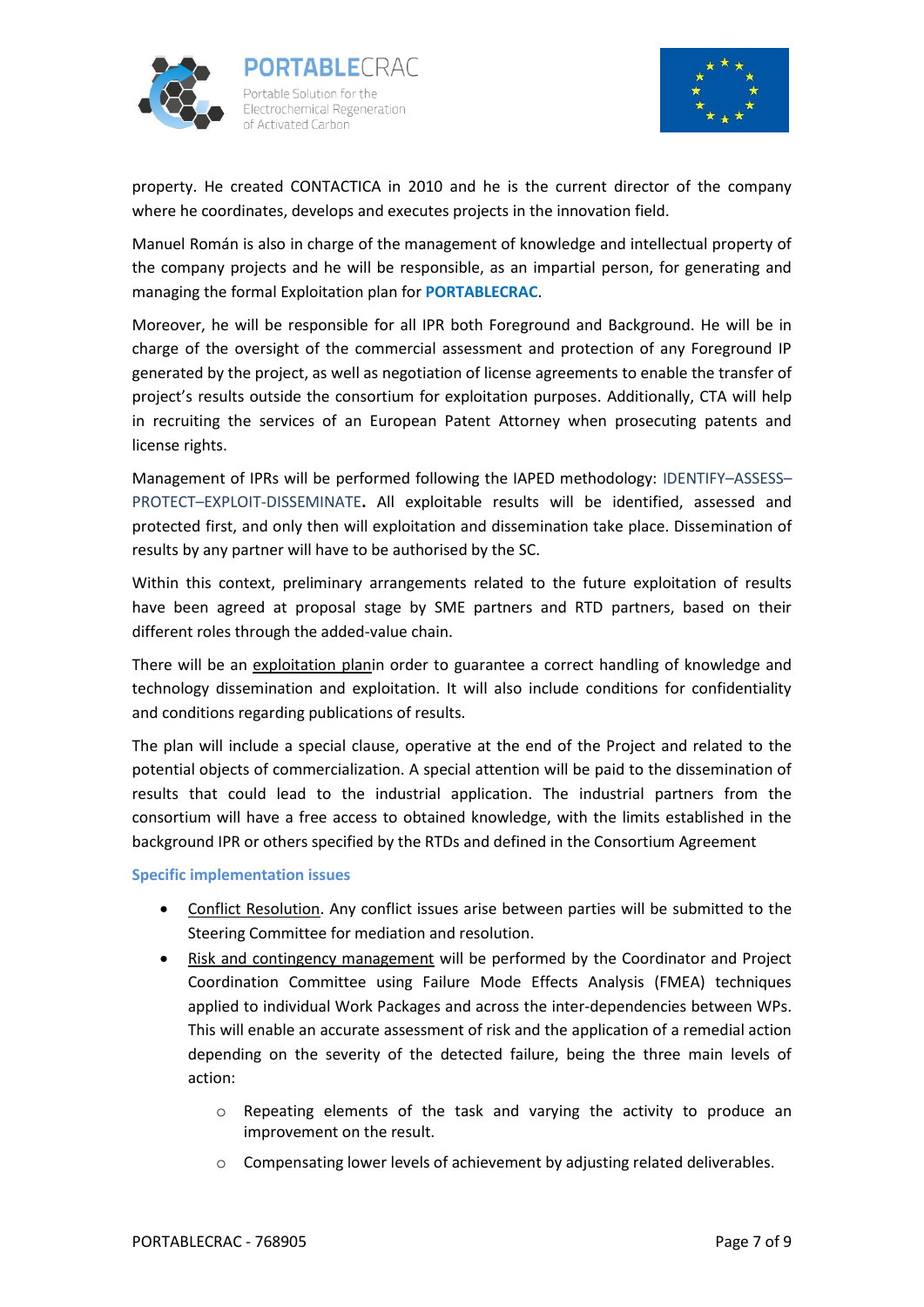property. He created CONTACTICA in 2010 and he is the current director of the company where he coordinates, develops and executes projects in the innovation field.

Manuel Román is also in charge of the management of knowledge and intellectual property of the company projects and he will be responsible, as an impartial person, for generating and managing the formal Exploitation plan for **PORTABLECRAC**.

Moreover, he will be responsible for all IPR both Foreground and Background. He will be in charge of the oversight of the commercial assessment and protection of any Foreground IP generated by the project, as well as negotiation of license agreements to enable the transfer of project's results outside the consortium for exploitation purposes. Additionally, CTA will help in recruiting the services of an European Patent Attorney when prosecuting patents and license rights.

Management of IPRs will be performed following the IAPED methodology: IDENTIFY–ASSESS–PROTECT–EXPLOIT-DISSEMINATE**.** All exploitable results will be identified, assessed and protected first, and only then will exploitation and dissemination take place. Dissemination of results by any partner will have to be authorised by the SC.

Within this context, preliminary arrangements related to the future exploitation of results have been agreed at proposal stage by SME partners and RTD partners, based on their different roles through the added-value chain.

There will be an exploitation planin order to guarantee a correct handling of knowledge and technology dissemination and exploitation. It will also include conditions for confidentiality and conditions regarding publications of results.

The plan will include a special clause, operative at the end of the Project and related to the potential objects of commercialization. A special attention will be paid to the dissemination of results that could lead to the industrial application. The industrial partners from the consortium will have a free access to obtained knowledge, with the limits established in the background IPR or others specified by the RTDs and defined in the Consortium Agreement

### Specific implementation issues

- Conflict Resolution. Any conflict issues arise between parties will be submitted to the Steering Committee for mediation and resolution.
- Risk and contingency management will be performed by the Coordinator and Project Coordination Committee using Failure Mode Effects Analysis (FMEA) techniques applied to individual Work Packages and across the inter-dependencies between WPs. This will enable an accurate assessment of risk and the application of a remedial action depending on the severity of the detected failure, being the three main levels of action:
  - Repeating elements of the task and varying the activity to produce an improvement on the result.
  - Compensating lower levels of achievement by adjusting related deliverables.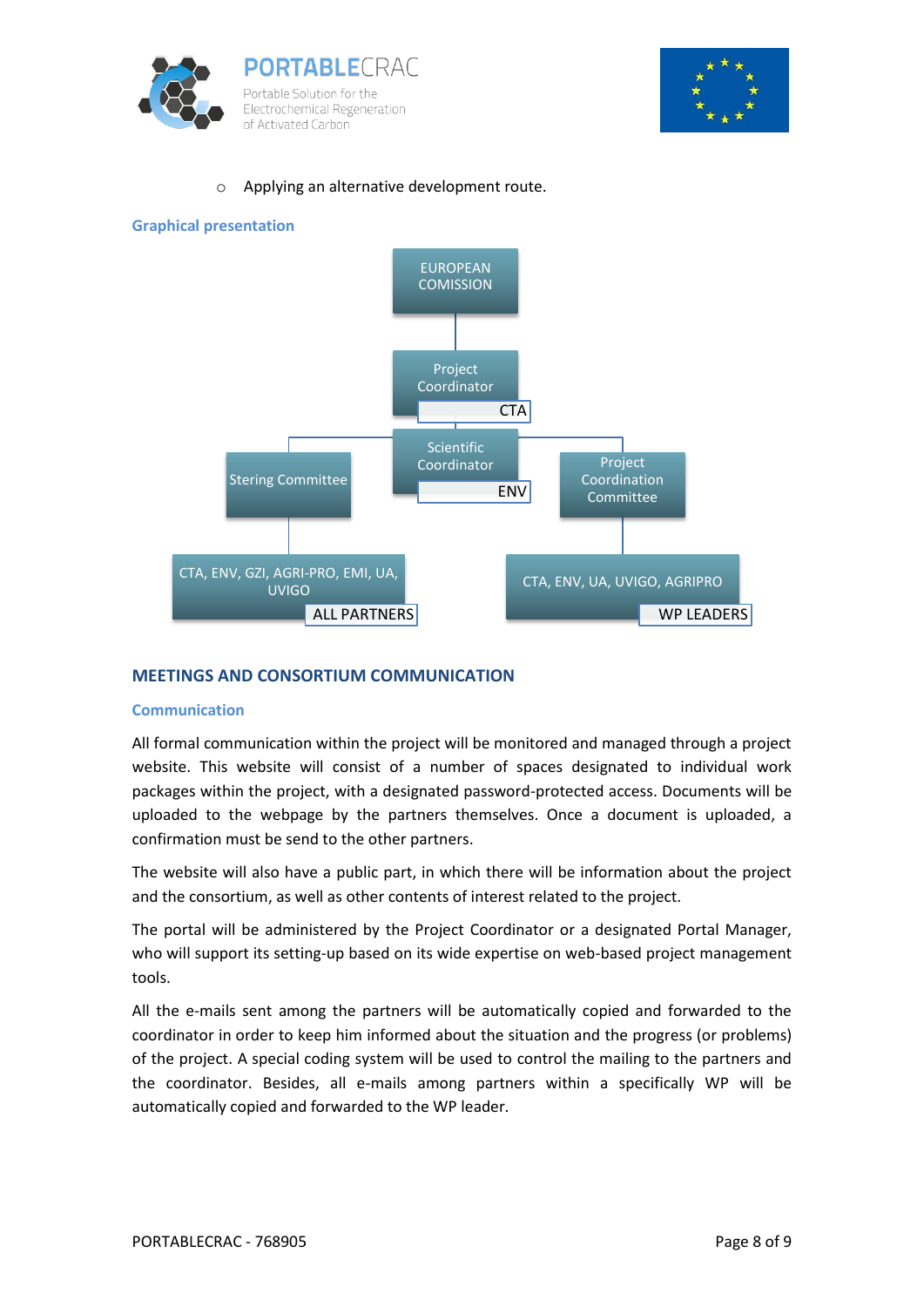- Applying an alternative development route.

### Graphical presentation

EUROPEAN COMISSION

Project Coordinator — CTA

Scientific Coordinator — ENV

Stering Committee

Project Coordination Committee

CTA, ENV, GZI, AGRI-PRO, EMI, UA, UVIGO — ALL PARTNERS

CTA, ENV, UA, UVIGO, AGRIPRO — WP LEADERS

## MEETINGS AND CONSORTIUM COMMUNICATION

### Communication

All formal communication within the project will be monitored and managed through a project website. This website will consist of a number of spaces designated to individual work packages within the project, with a designated password-protected access. Documents will be uploaded to the webpage by the partners themselves. Once a document is uploaded, a confirmation must be send to the other partners.

The website will also have a public part, in which there will be information about the project and the consortium, as well as other contents of interest related to the project.

The portal will be administered by the Project Coordinator or a designated Portal Manager, who will support its setting-up based on its wide expertise on web-based project management tools.

All the e-mails sent among the partners will be automatically copied and forwarded to the coordinator in order to keep him informed about the situation and the progress (or problems) of the project. A special coding system will be used to control the mailing to the partners and the coordinator. Besides, all e-mails among partners within a specifically WP will be automatically copied and forwarded to the WP leader.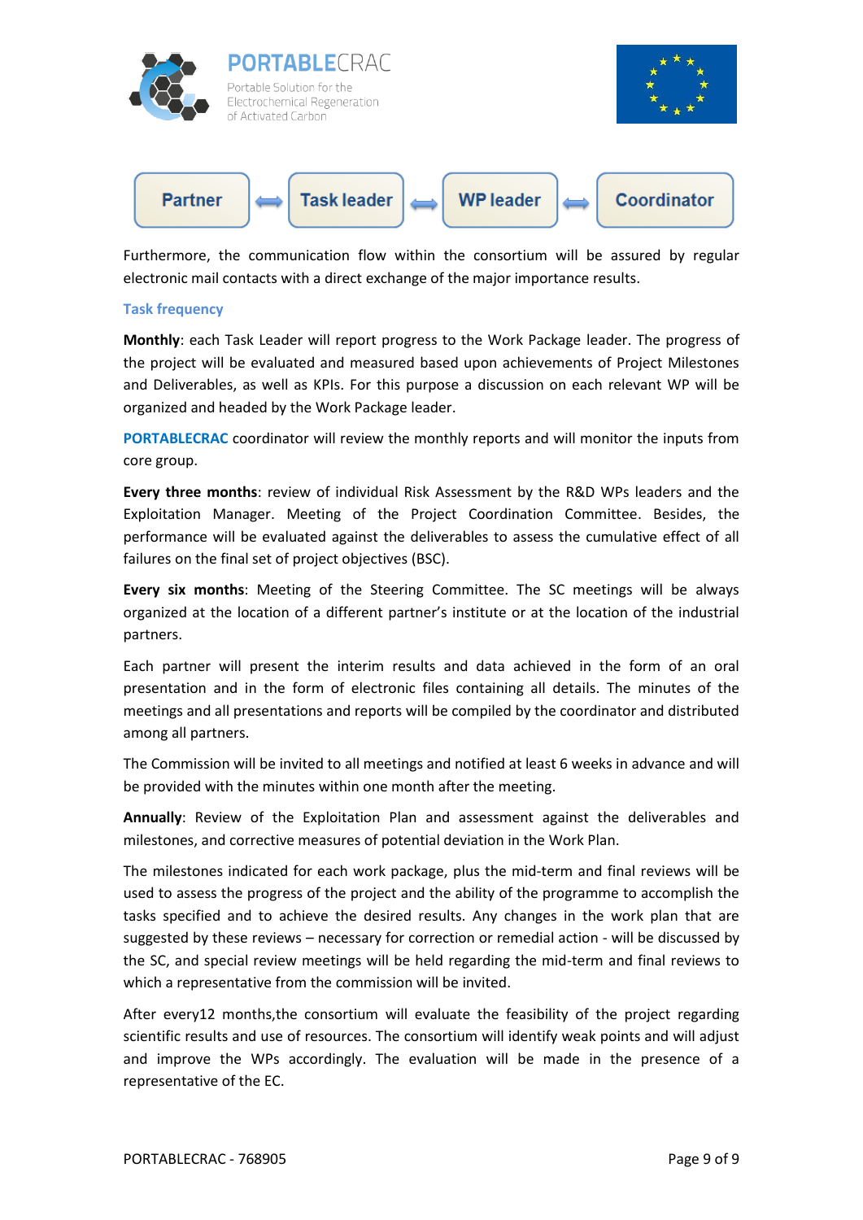Partner ⟷ Task leader ⟷ WP leader ⟷ Coordinator

Furthermore, the communication flow within the consortium will be assured by regular electronic mail contacts with a direct exchange of the major importance results.

### Task frequency

**Monthly**: each Task Leader will report progress to the Work Package leader. The progress of the project will be evaluated and measured based upon achievements of Project Milestones and Deliverables, as well as KPIs. For this purpose a discussion on each relevant WP will be organized and headed by the Work Package leader.

**PORTABLECRAC** coordinator will review the monthly reports and will monitor the inputs from core group.

**Every three months**: review of individual Risk Assessment by the R&D WPs leaders and the Exploitation Manager. Meeting of the Project Coordination Committee. Besides, the performance will be evaluated against the deliverables to assess the cumulative effect of all failures on the final set of project objectives (BSC).

**Every six months**: Meeting of the Steering Committee. The SC meetings will be always organized at the location of a different partner's institute or at the location of the industrial partners.

Each partner will present the interim results and data achieved in the form of an oral presentation and in the form of electronic files containing all details. The minutes of the meetings and all presentations and reports will be compiled by the coordinator and distributed among all partners.

The Commission will be invited to all meetings and notified at least 6 weeks in advance and will be provided with the minutes within one month after the meeting.

**Annually**: Review of the Exploitation Plan and assessment against the deliverables and milestones, and corrective measures of potential deviation in the Work Plan.

The milestones indicated for each work package, plus the mid-term and final reviews will be used to assess the progress of the project and the ability of the programme to accomplish the tasks specified and to achieve the desired results. Any changes in the work plan that are suggested by these reviews – necessary for correction or remedial action - will be discussed by the SC, and special review meetings will be held regarding the mid-term and final reviews to which a representative from the commission will be invited.

After every12 months,the consortium will evaluate the feasibility of the project regarding scientific results and use of resources. The consortium will identify weak points and will adjust and improve the WPs accordingly. The evaluation will be made in the presence of a representative of the EC.